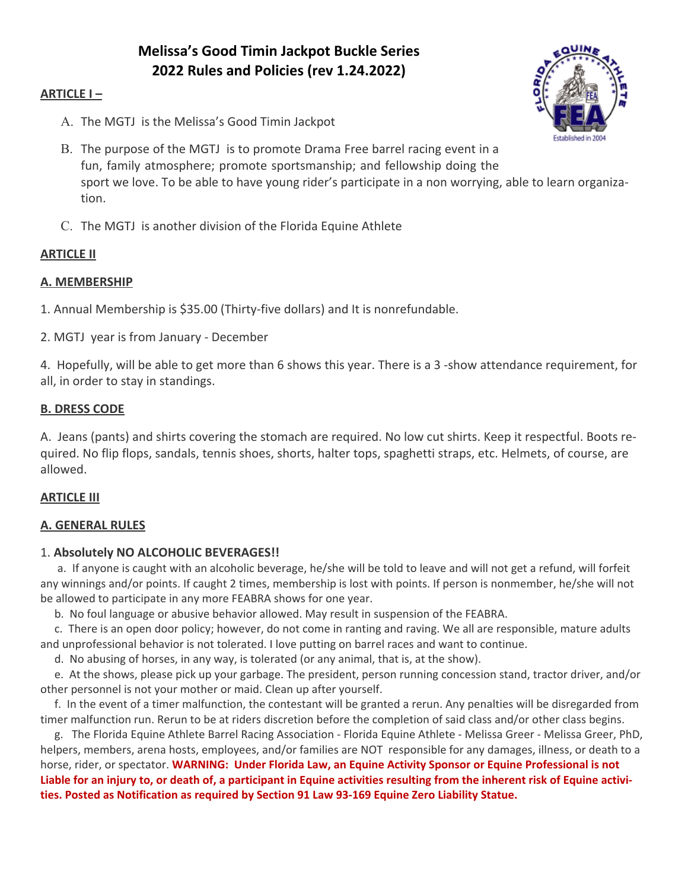# Melissa's Good Timin Jackpot Buckle Series
# 2022 Rules and Policies (rev 1.24.2022)

## ARTICLE I –

A. The MGTJ is the Melissa's Good Timin Jackpot

B. The purpose of the MGTJ is to promote Drama Free barrel racing event in a fun, family atmosphere; promote sportsmanship; and fellowship doing the sport we love. To be able to have young rider's participate in a non worrying, able to learn organization.

C. The MGTJ is another division of the Florida Equine Athlete

## ARTICLE II

### A. MEMBERSHIP

1. Annual Membership is $35.00 (Thirty-five dollars) and It is nonrefundable.

2. MGTJ year is from January - December

4. Hopefully, will be able to get more than 6 shows this year. There is a 3 -show attendance requirement, for all, in order to stay in standings.

### B. DRESS CODE

A. Jeans (pants) and shirts covering the stomach are required. No low cut shirts. Keep it respectful. Boots required. No flip flops, sandals, tennis shoes, shorts, halter tops, spaghetti straps, etc. Helmets, of course, are allowed.

## ARTICLE III

### A. GENERAL RULES

1. **Absolutely NO ALCOHOLIC BEVERAGES!!**

a. If anyone is caught with an alcoholic beverage, he/she will be told to leave and will not get a refund, will forfeit any winnings and/or points. If caught 2 times, membership is lost with points. If person is nonmember, he/she will not be allowed to participate in any more FEABRA shows for one year.

b. No foul language or abusive behavior allowed. May result in suspension of the FEABRA.

c. There is an open door policy; however, do not come in ranting and raving. We all are responsible, mature adults and unprofessional behavior is not tolerated. I love putting on barrel races and want to continue.

d. No abusing of horses, in any way, is tolerated (or any animal, that is, at the show).

e. At the shows, please pick up your garbage. The president, person running concession stand, tractor driver, and/or other personnel is not your mother or maid. Clean up after yourself.

f. In the event of a timer malfunction, the contestant will be granted a rerun. Any penalties will be disregarded from timer malfunction run. Rerun to be at riders discretion before the completion of said class and/or other class begins.

g. The Florida Equine Athlete Barrel Racing Association - Florida Equine Athlete - Melissa Greer - Melissa Greer, PhD, helpers, members, arena hosts, employees, and/or families are NOT responsible for any damages, illness, or death to a horse, rider, or spectator. **WARNING: Under Florida Law, an Equine Activity Sponsor or Equine Professional is not Liable for an injury to, or death of, a participant in Equine activities resulting from the inherent risk of Equine activities. Posted as Notification as required by Section 91 Law 93-169 Equine Zero Liability Statue.**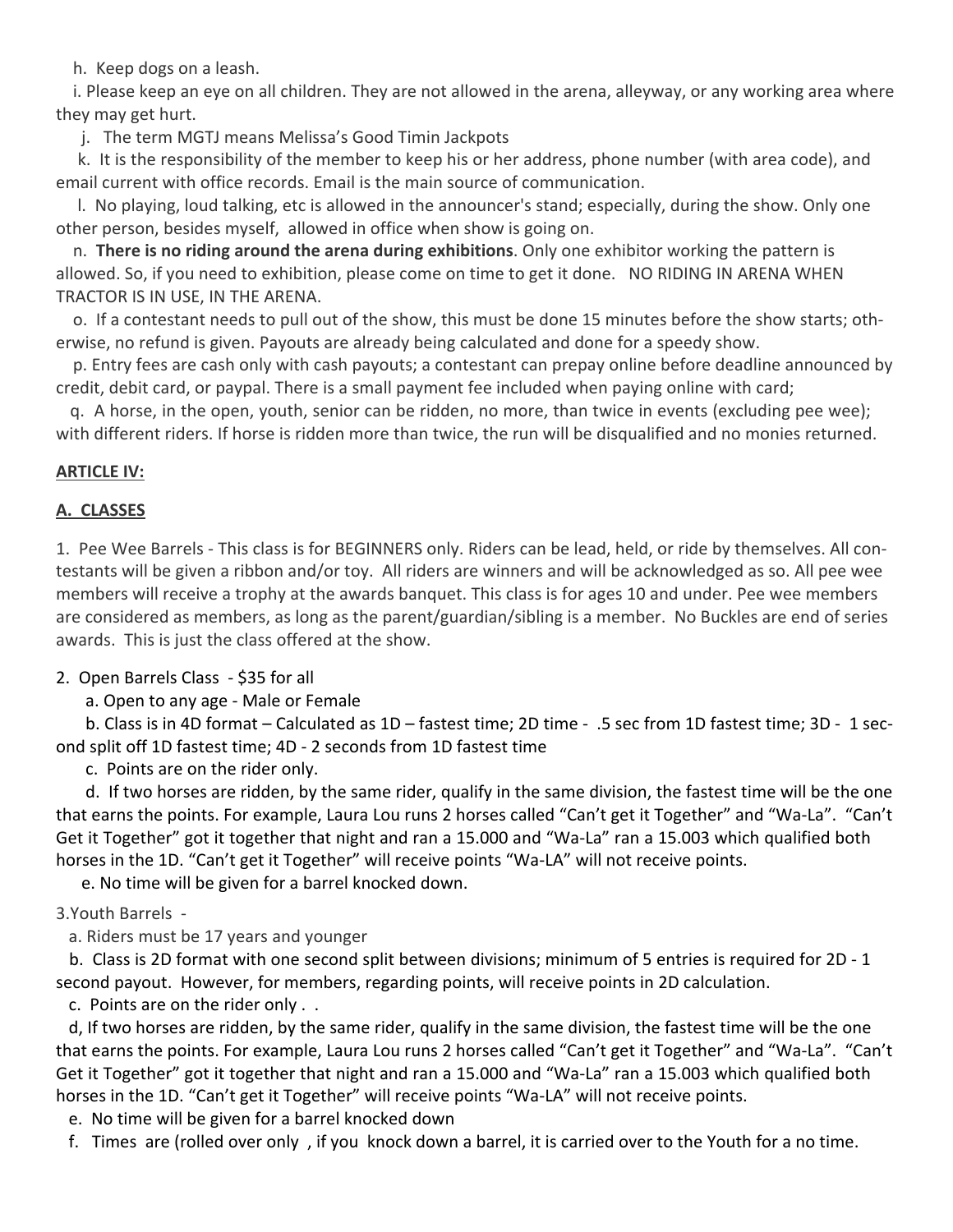h. Keep dogs on a leash.

i. Please keep an eye on all children. They are not allowed in the arena, alleyway, or any working area where they may get hurt.

j. The term MGTJ means Melissa's Good Timin Jackpots

k. It is the responsibility of the member to keep his or her address, phone number (with area code), and email current with office records. Email is the main source of communication.

l. No playing, loud talking, etc is allowed in the announcer's stand; especially, during the show. Only one other person, besides myself, allowed in office when show is going on.

n. **There is no riding around the arena during exhibitions**. Only one exhibitor working the pattern is allowed. So, if you need to exhibition, please come on time to get it done. NO RIDING IN ARENA WHEN TRACTOR IS IN USE, IN THE ARENA.

o. If a contestant needs to pull out of the show, this must be done 15 minutes before the show starts; otherwise, no refund is given. Payouts are already being calculated and done for a speedy show.

p. Entry fees are cash only with cash payouts; a contestant can prepay online before deadline announced by credit, debit card, or paypal. There is a small payment fee included when paying online with card;

q. A horse, in the open, youth, senior can be ridden, no more, than twice in events (excluding pee wee); with different riders. If horse is ridden more than twice, the run will be disqualified and no monies returned.

## ARTICLE IV:

### A. CLASSES

1. Pee Wee Barrels - This class is for BEGINNERS only. Riders can be lead, held, or ride by themselves. All contestants will be given a ribbon and/or toy. All riders are winners and will be acknowledged as so. All pee wee members will receive a trophy at the awards banquet. This class is for ages 10 and under. Pee wee members are considered as members, as long as the parent/guardian/sibling is a member. No Buckles are end of series awards. This is just the class offered at the show.

2. Open Barrels Class - $35 for all
   - a. Open to any age - Male or Female
   - b. Class is in 4D format – Calculated as 1D – fastest time; 2D time - .5 sec from 1D fastest time; 3D - 1 second split off 1D fastest time; 4D - 2 seconds from 1D fastest time
   - c. Points are on the rider only.
   - d. If two horses are ridden, by the same rider, qualify in the same division, the fastest time will be the one that earns the points. For example, Laura Lou runs 2 horses called "Can't get it Together" and "Wa-La". "Can't Get it Together" got it together that night and ran a 15.000 and "Wa-La" ran a 15.003 which qualified both horses in the 1D. "Can't get it Together" will receive points "Wa-LA" will not receive points.
   - e. No time will be given for a barrel knocked down.

3. Youth Barrels -
   - a. Riders must be 17 years and younger
   - b. Class is 2D format with one second split between divisions; minimum of 5 entries is required for 2D - 1 second payout. However, for members, regarding points, will receive points in 2D calculation.
   - c. Points are on the rider only . .
   - d, If two horses are ridden, by the same rider, qualify in the same division, the fastest time will be the one that earns the points. For example, Laura Lou runs 2 horses called "Can't get it Together" and "Wa-La". "Can't Get it Together" got it together that night and ran a 15.000 and "Wa-La" ran a 15.003 which qualified both horses in the 1D. "Can't get it Together" will receive points "Wa-LA" will not receive points.
   - e. No time will be given for a barrel knocked down
   - f. Times are (rolled over only , if you knock down a barrel, it is carried over to the Youth for a no time.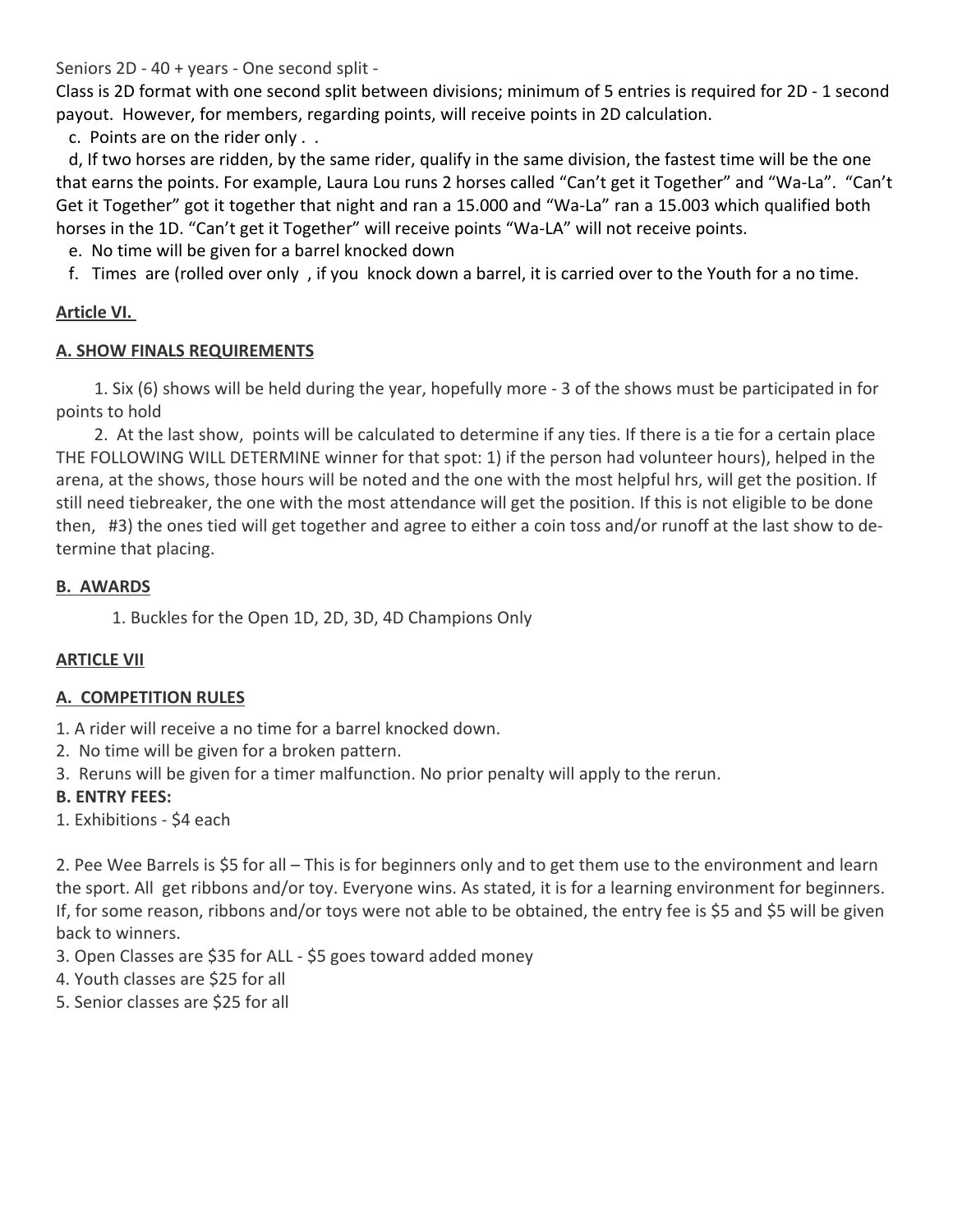Seniors 2D - 40 + years - One second split -

Class is 2D format with one second split between divisions; minimum of 5 entries is required for 2D - 1 second payout. However, for members, regarding points, will receive points in 2D calculation.

c. Points are on the rider only . .

d, If two horses are ridden, by the same rider, qualify in the same division, the fastest time will be the one that earns the points. For example, Laura Lou runs 2 horses called "Can't get it Together" and "Wa-La". "Can't Get it Together" got it together that night and ran a 15.000 and "Wa-La" ran a 15.003 which qualified both horses in the 1D. "Can't get it Together" will receive points "Wa-LA" will not receive points.

e. No time will be given for a barrel knocked down

f. Times are (rolled over only , if you knock down a barrel, it is carried over to the Youth for a no time.

## Article VI.

### A. SHOW FINALS REQUIREMENTS

1. Six (6) shows will be held during the year, hopefully more - 3 of the shows must be participated in for points to hold

2. At the last show, points will be calculated to determine if any ties. If there is a tie for a certain place THE FOLLOWING WILL DETERMINE winner for that spot: 1) if the person had volunteer hours), helped in the arena, at the shows, those hours will be noted and the one with the most helpful hrs, will get the position. If still need tiebreaker, the one with the most attendance will get the position. If this is not eligible to be done then, #3) the ones tied will get together and agree to either a coin toss and/or runoff at the last show to determine that placing.

### B. AWARDS

1. Buckles for the Open 1D, 2D, 3D, 4D Champions Only

## ARTICLE VII

### A. COMPETITION RULES

1. A rider will receive a no time for a barrel knocked down.
2. No time will be given for a broken pattern.
3. Reruns will be given for a timer malfunction. No prior penalty will apply to the rerun.

**B. ENTRY FEES:**

1. Exhibitions - $4 each

2. Pee Wee Barrels is $5 for all – This is for beginners only and to get them use to the environment and learn the sport. All get ribbons and/or toy. Everyone wins. As stated, it is for a learning environment for beginners. If, for some reason, ribbons and/or toys were not able to be obtained, the entry fee is $5 and $5 will be given back to winners.
3. Open Classes are $35 for ALL - $5 goes toward added money
4. Youth classes are $25 for all
5. Senior classes are $25 for all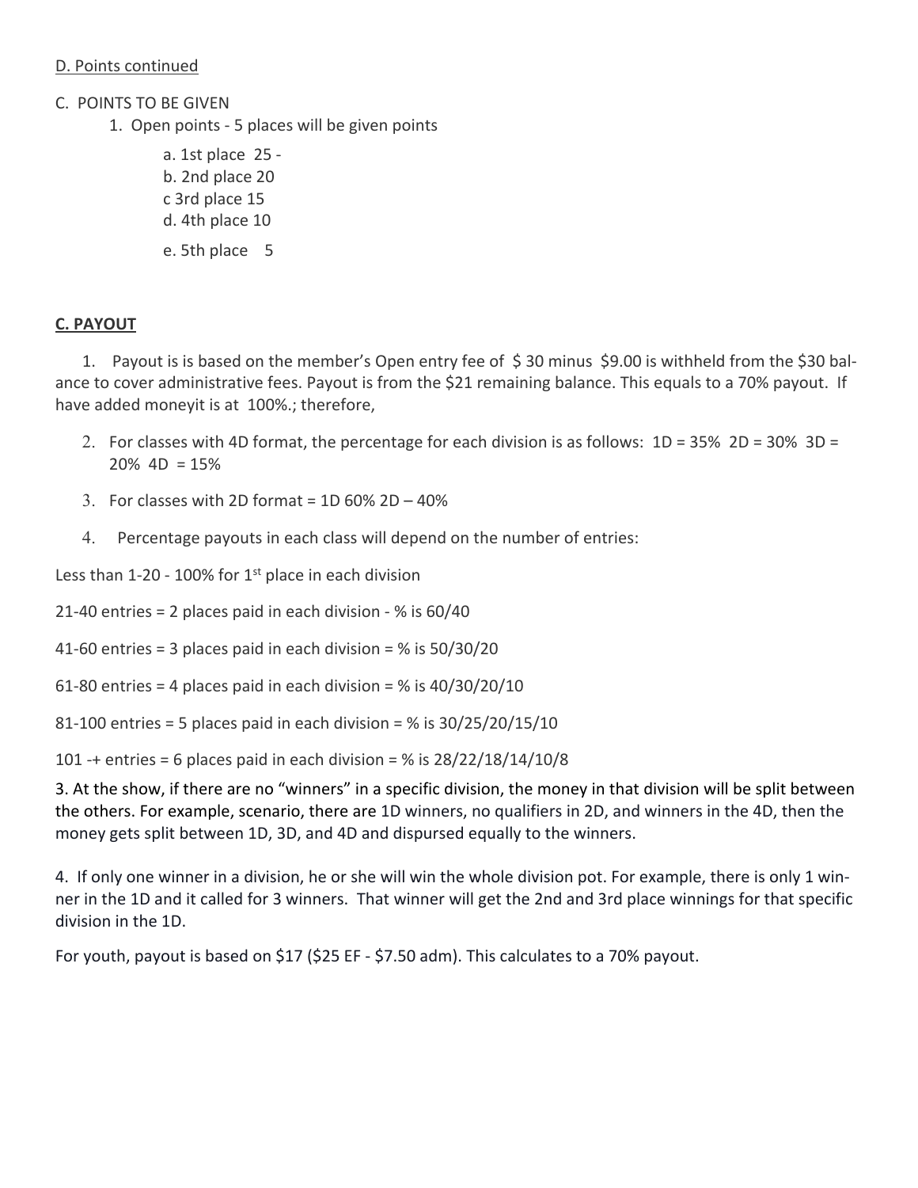D. Points continued

C. POINTS TO BE GIVEN

1. Open points - 5 places will be given points

   a. 1st place 25 -
   b. 2nd place 20
   c 3rd place 15
   d. 4th place 10
   e. 5th place 5

**C. PAYOUT**

1. Payout is is based on the member's Open entry fee of $ 30 minus $9.00 is withheld from the $30 balance to cover administrative fees. Payout is from the $21 remaining balance. This equals to a 70% payout. If have added moneyit is at 100%.; therefore,

2. For classes with 4D format, the percentage for each division is as follows: 1D = 35% 2D = 30% 3D = 20% 4D = 15%

3. For classes with 2D format = 1D 60% 2D – 40%

4. Percentage payouts in each class will depend on the number of entries:

Less than 1-20 - 100% for 1st place in each division

21-40 entries = 2 places paid in each division - % is 60/40

41-60 entries = 3 places paid in each division = % is 50/30/20

61-80 entries = 4 places paid in each division = % is 40/30/20/10

81-100 entries = 5 places paid in each division = % is 30/25/20/15/10

101 -+ entries = 6 places paid in each division = % is 28/22/18/14/10/8

3. At the show, if there are no "winners" in a specific division, the money in that division will be split between the others. For example, scenario, there are 1D winners, no qualifiers in 2D, and winners in the 4D, then the money gets split between 1D, 3D, and 4D and dispursed equally to the winners.

4. If only one winner in a division, he or she will win the whole division pot. For example, there is only 1 winner in the 1D and it called for 3 winners. That winner will get the 2nd and 3rd place winnings for that specific division in the 1D.

For youth, payout is based on $17 ($25 EF - $7.50 adm). This calculates to a 70% payout.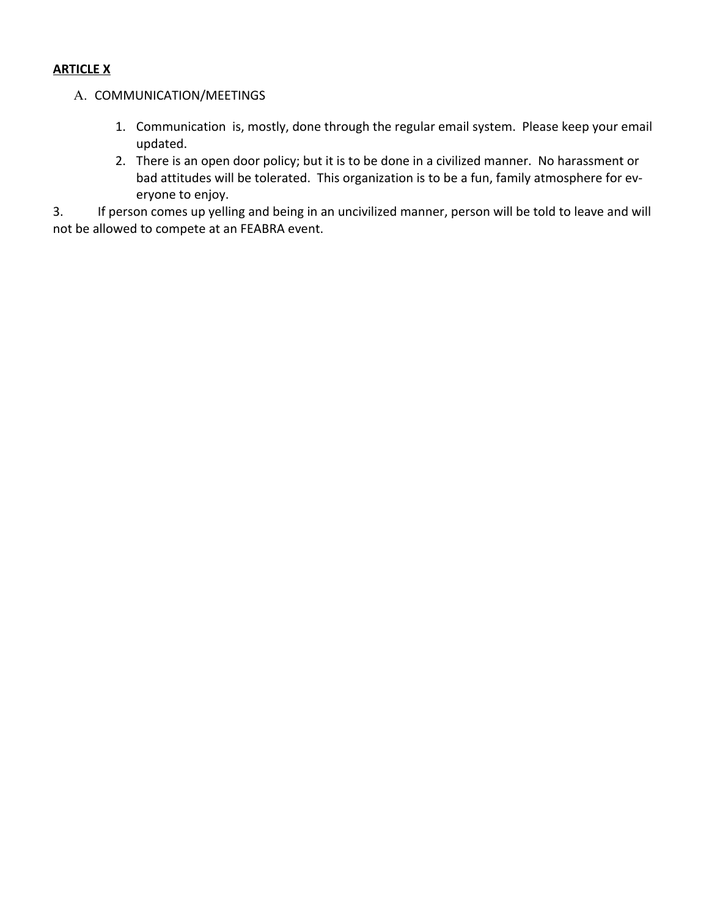**ARTICLE X**

A. COMMUNICATION/MEETINGS

1. Communication is, mostly, done through the regular email system. Please keep your email updated.
2. There is an open door policy; but it is to be done in a civilized manner. No harassment or bad attitudes will be tolerated. This organization is to be a fun, family atmosphere for everyone to enjoy.
3. If person comes up yelling and being in an uncivilized manner, person will be told to leave and will not be allowed to compete at an FEABRA event.